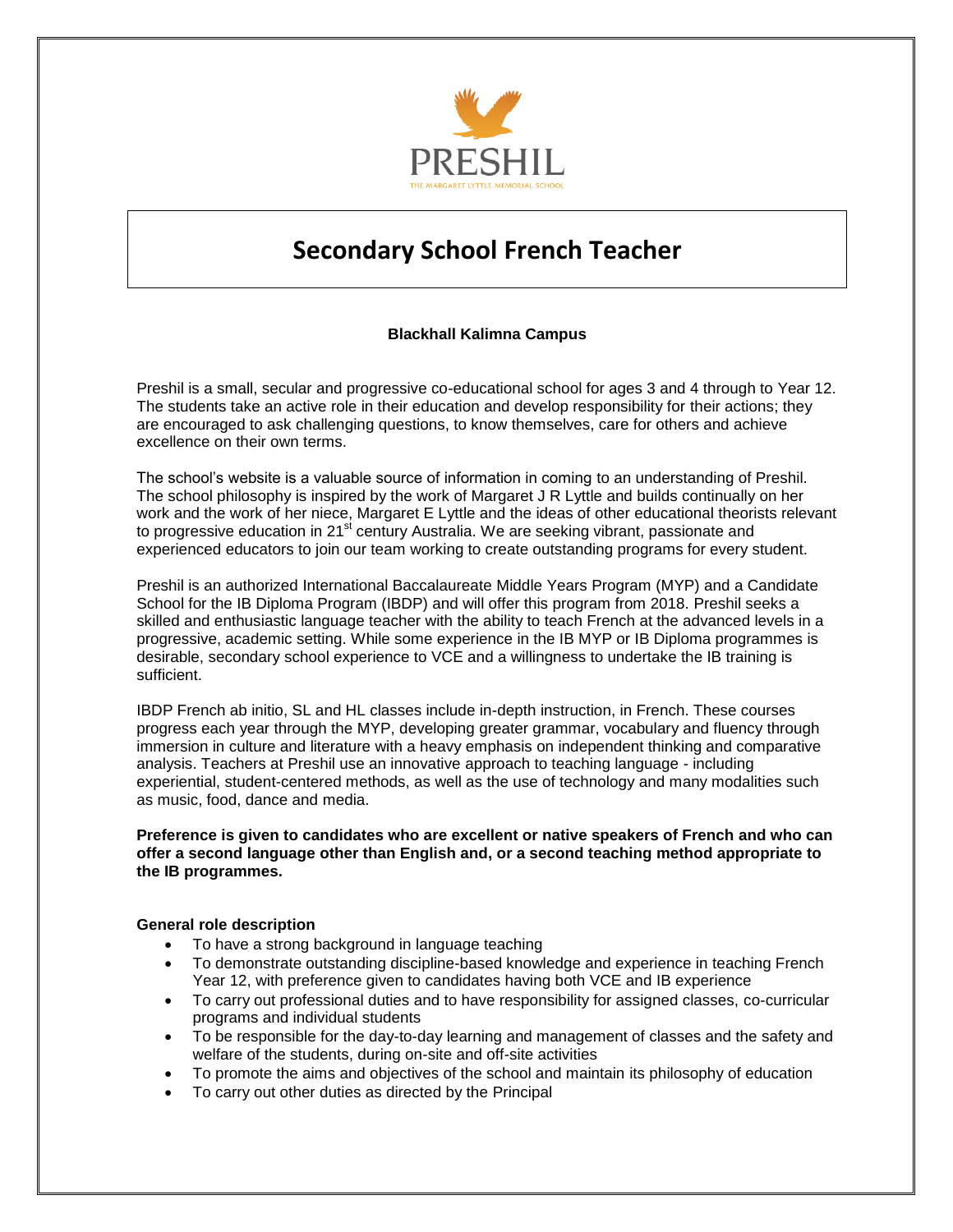PRESHIL

THE MARGARET LYTTLE MEMORIAL SCHOOL

# Secondary School French Teacher

**Blackhall Kalimna Campus**

Preshil is a small, secular and progressive co-educational school for ages 3 and 4 through to Year 12. The students take an active role in their education and develop responsibility for their actions; they are encouraged to ask challenging questions, to know themselves, care for others and achieve excellence on their own terms.

The school's website is a valuable source of information in coming to an understanding of Preshil. The school philosophy is inspired by the work of Margaret J R Lyttle and builds continually on her work and the work of her niece, Margaret E Lyttle and the ideas of other educational theorists relevant to progressive education in 21st century Australia. We are seeking vibrant, passionate and experienced educators to join our team working to create outstanding programs for every student.

Preshil is an authorized International Baccalaureate Middle Years Program (MYP) and a Candidate School for the IB Diploma Program (IBDP) and will offer this program from 2018. Preshil seeks a skilled and enthusiastic language teacher with the ability to teach French at the advanced levels in a progressive, academic setting. While some experience in the IB MYP or IB Diploma programmes is desirable, secondary school experience to VCE and a willingness to undertake the IB training is sufficient.

IBDP French ab initio, SL and HL classes include in-depth instruction, in French. These courses progress each year through the MYP, developing greater grammar, vocabulary and fluency through immersion in culture and literature with a heavy emphasis on independent thinking and comparative analysis. Teachers at Preshil use an innovative approach to teaching language - including experiential, student-centered methods, as well as the use of technology and many modalities such as music, food, dance and media.

**Preference is given to candidates who are excellent or native speakers of French and who can offer a second language other than English and, or a second teaching method appropriate to the IB programmes.**

**General role description**

- To have a strong background in language teaching
- To demonstrate outstanding discipline-based knowledge and experience in teaching French Year 12, with preference given to candidates having both VCE and IB experience
- To carry out professional duties and to have responsibility for assigned classes, co-curricular programs and individual students
- To be responsible for the day-to-day learning and management of classes and the safety and welfare of the students, during on-site and off-site activities
- To promote the aims and objectives of the school and maintain its philosophy of education
- To carry out other duties as directed by the Principal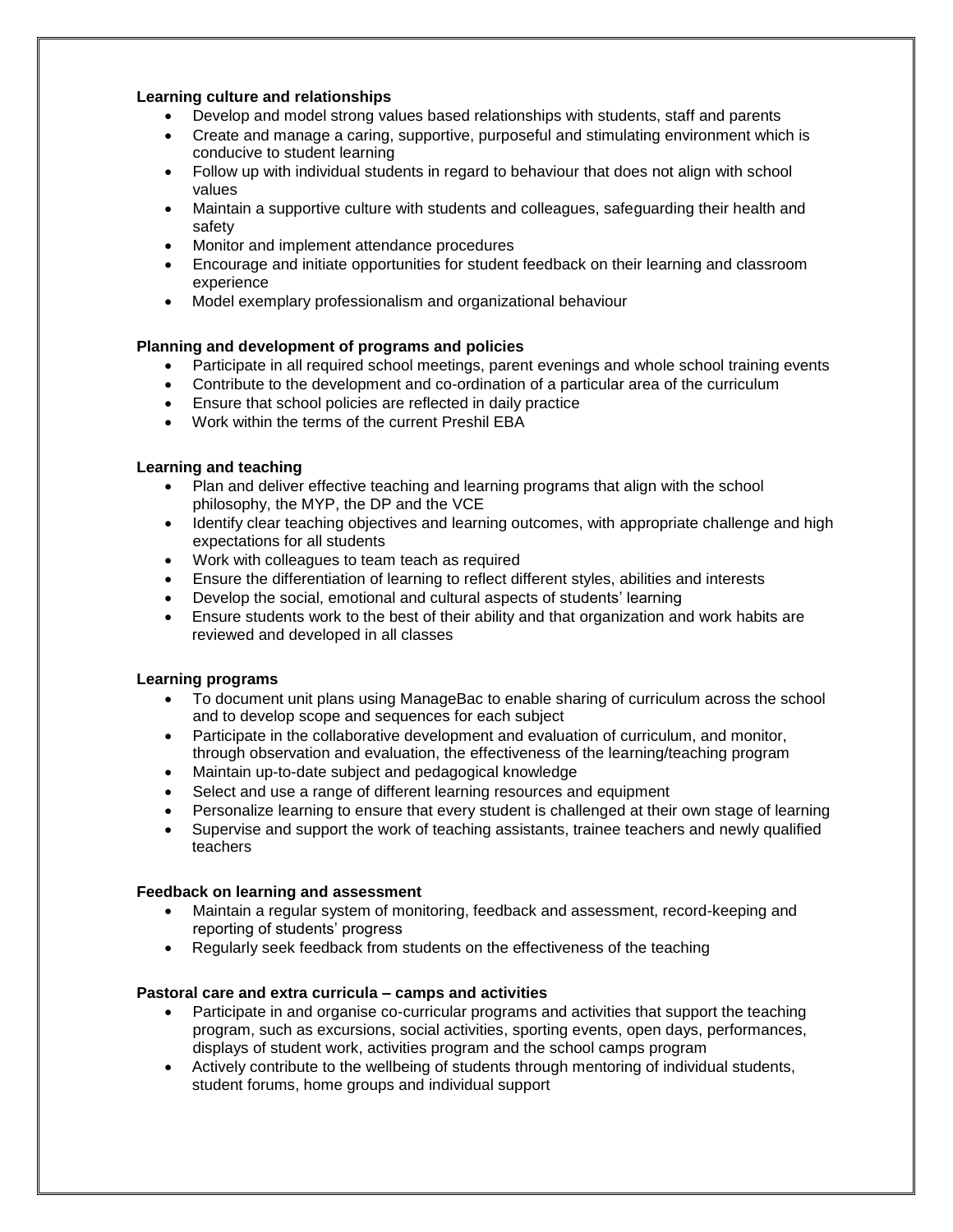**Learning culture and relationships**

- Develop and model strong values based relationships with students, staff and parents
- Create and manage a caring, supportive, purposeful and stimulating environment which is conducive to student learning
- Follow up with individual students in regard to behaviour that does not align with school values
- Maintain a supportive culture with students and colleagues, safeguarding their health and safety
- Monitor and implement attendance procedures
- Encourage and initiate opportunities for student feedback on their learning and classroom experience
- Model exemplary professionalism and organizational behaviour

**Planning and development of programs and policies**

- Participate in all required school meetings, parent evenings and whole school training events
- Contribute to the development and co-ordination of a particular area of the curriculum
- Ensure that school policies are reflected in daily practice
- Work within the terms of the current Preshil EBA

**Learning and teaching**

- Plan and deliver effective teaching and learning programs that align with the school philosophy, the MYP, the DP and the VCE
- Identify clear teaching objectives and learning outcomes, with appropriate challenge and high expectations for all students
- Work with colleagues to team teach as required
- Ensure the differentiation of learning to reflect different styles, abilities and interests
- Develop the social, emotional and cultural aspects of students' learning
- Ensure students work to the best of their ability and that organization and work habits are reviewed and developed in all classes

**Learning programs**

- To document unit plans using ManageBac to enable sharing of curriculum across the school and to develop scope and sequences for each subject
- Participate in the collaborative development and evaluation of curriculum, and monitor, through observation and evaluation, the effectiveness of the learning/teaching program
- Maintain up-to-date subject and pedagogical knowledge
- Select and use a range of different learning resources and equipment
- Personalize learning to ensure that every student is challenged at their own stage of learning
- Supervise and support the work of teaching assistants, trainee teachers and newly qualified teachers

**Feedback on learning and assessment**

- Maintain a regular system of monitoring, feedback and assessment, record-keeping and reporting of students' progress
- Regularly seek feedback from students on the effectiveness of the teaching

**Pastoral care and extra curricula – camps and activities**

- Participate in and organise co-curricular programs and activities that support the teaching program, such as excursions, social activities, sporting events, open days, performances, displays of student work, activities program and the school camps program
- Actively contribute to the wellbeing of students through mentoring of individual students, student forums, home groups and individual support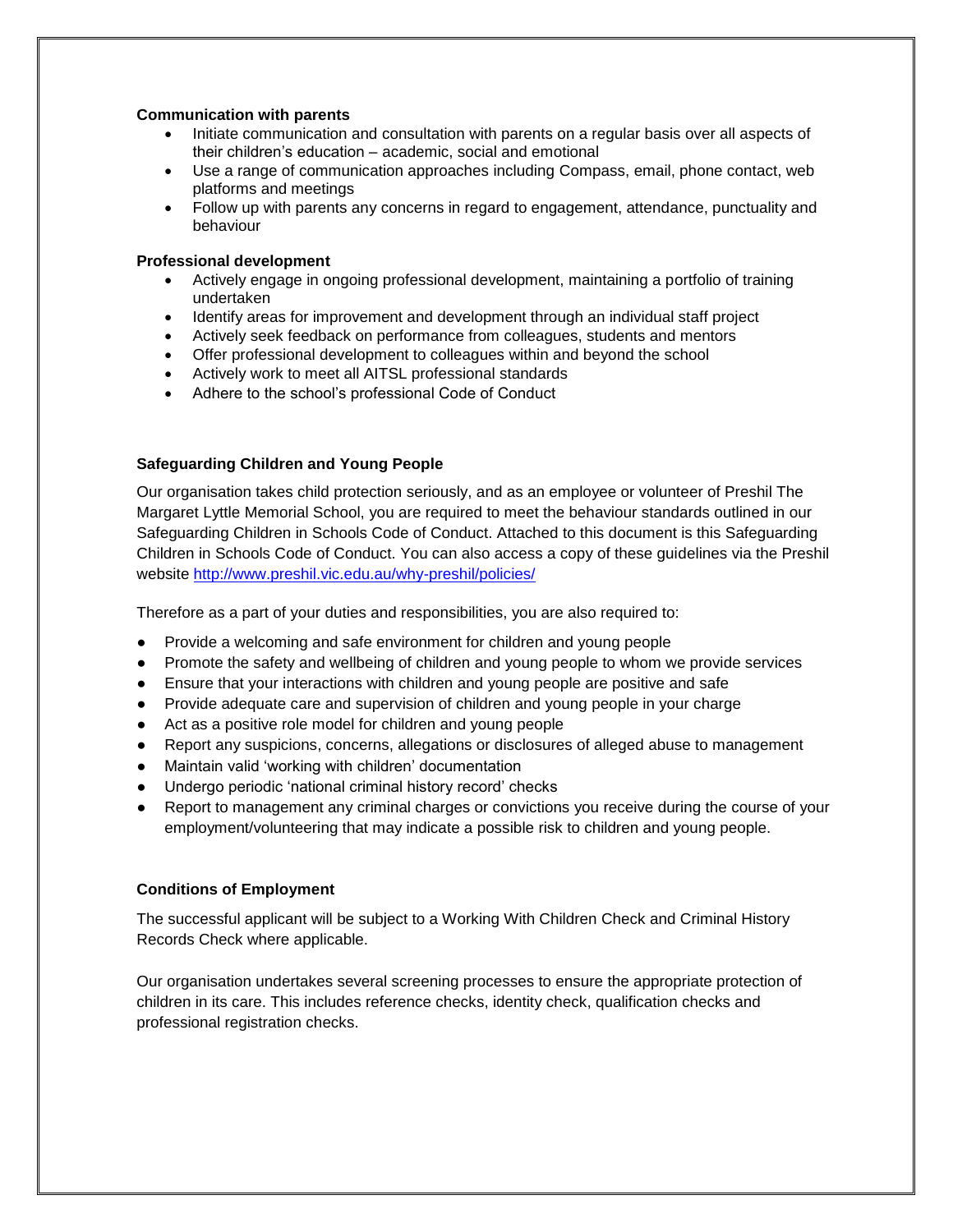**Communication with parents**

- Initiate communication and consultation with parents on a regular basis over all aspects of their children's education – academic, social and emotional
- Use a range of communication approaches including Compass, email, phone contact, web platforms and meetings
- Follow up with parents any concerns in regard to engagement, attendance, punctuality and behaviour

**Professional development**

- Actively engage in ongoing professional development, maintaining a portfolio of training undertaken
- Identify areas for improvement and development through an individual staff project
- Actively seek feedback on performance from colleagues, students and mentors
- Offer professional development to colleagues within and beyond the school
- Actively work to meet all AITSL professional standards
- Adhere to the school's professional Code of Conduct

**Safeguarding Children and Young People**

Our organisation takes child protection seriously, and as an employee or volunteer of Preshil The Margaret Lyttle Memorial School, you are required to meet the behaviour standards outlined in our Safeguarding Children in Schools Code of Conduct. Attached to this document is this Safeguarding Children in Schools Code of Conduct. You can also access a copy of these guidelines via the Preshil website [http://www.preshil.vic.edu.au/why-preshil/policies/](http://www.preshil.vic.edu.au/why-preshil/policies/)

Therefore as a part of your duties and responsibilities, you are also required to:

- Provide a welcoming and safe environment for children and young people
- Promote the safety and wellbeing of children and young people to whom we provide services
- Ensure that your interactions with children and young people are positive and safe
- Provide adequate care and supervision of children and young people in your charge
- Act as a positive role model for children and young people
- Report any suspicions, concerns, allegations or disclosures of alleged abuse to management
- Maintain valid 'working with children' documentation
- Undergo periodic 'national criminal history record' checks
- Report to management any criminal charges or convictions you receive during the course of your employment/volunteering that may indicate a possible risk to children and young people.

**Conditions of Employment**

The successful applicant will be subject to a Working With Children Check and Criminal History Records Check where applicable.

Our organisation undertakes several screening processes to ensure the appropriate protection of children in its care. This includes reference checks, identity check, qualification checks and professional registration checks.